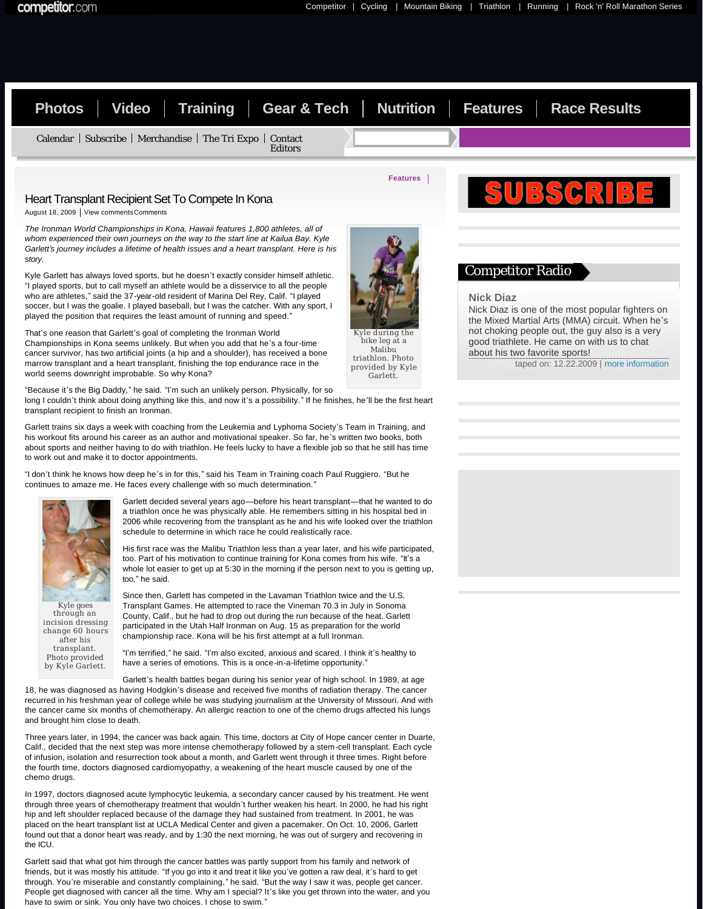# Heart Transplant Recipient Set To Compete In Kona

August 18, 2009 | View comments Comments

*The Ironman World Championships in Kona, Hawaii features 1,800 athletes, all of whom experienced their own journeys on the way to the start line at Kailua Bay. Kyle Garlett's journey includes a lifetime of health issues and a heart transplant. Here is his story.*

Kyle during the bike leg at a Malibu triathlon. Photo provided by Kyle Garlett.

Kyle Garlett has always loved sports, but he doesn't exactly consider himself athletic. "I played sports, but to call myself an athlete would be a disservice to all the people who are athletes," said the 37-year-old resident of Marina Del Rey, Calif. "I played soccer, but I was the goalie. I played baseball, but I was the catcher. With any sport, I played the position that requires the least amount of running and speed."

That's one reason that Garlett's goal of completing the Ironman World Championships in Kona seems unlikely. But when you add that he's a four-time cancer survivor, has two artificial joints (a hip and a shoulder), has received a bone marrow transplant and a heart transplant, finishing the top endurance race in the world seems downright improbable. So why Kona?

"Because it's the Big Daddy," he said. "I'm such an unlikely person. Physically, for so long I couldn't think about doing anything like this, and now it's a possibility." If he finishes, he'll be the first heart transplant recipient to finish an Ironman.

Garlett trains six days a week with coaching from the Leukemia and Lyphoma Society's Team in Training, and his workout fits around his career as an author and motivational speaker. So far, he's written two books, both about sports and neither having to do with triathlon. He feels lucky to have a flexible job so that he still has time to work out and make it to doctor appointments.

"I don't think he knows how deep he's in for this," said his Team in Training coach Paul Ruggiero. "But he continues to amaze me. He faces every challenge with so much determination."

Kyle goes through an incision dressing change 60 hours after his transplant. Photo provided by Kyle Garlett.

Garlett decided several years ago—before his heart transplant—that he wanted to do a triathlon once he was physically able. He remembers sitting in his hospital bed in 2006 while recovering from the transplant as he and his wife looked over the triathlon schedule to determine in which race he could realistically race.

His first race was the Malibu Triathlon less than a year later, and his wife participated, too. Part of his motivation to continue training for Kona comes from his wife. "It's a whole lot easier to get up at 5:30 in the morning if the person next to you is getting up, too," he said.

Since then, Garlett has competed in the Lavaman Triathlon twice and the U.S. Transplant Games. He attempted to race the Vineman 70.3 in July in Sonoma County, Calif., but he had to drop out during the run because of the heat. Garlett participated in the Utah Half Ironman on Aug. 15 as preparation for the world championship race. Kona will be his first attempt at a full Ironman.

"I'm terrified," he said. "I'm also excited, anxious and scared. I think it's healthy to have a series of emotions. This is a once-in-a-lifetime opportunity."

Garlett's health battles began during his senior year of high school. In 1989, at age 18, he was diagnosed as having Hodgkin's disease and received five months of radiation therapy. The cancer recurred in his freshman year of college while he was studying journalism at the University of Missouri. And with the cancer came six months of chemotherapy. An allergic reaction to one of the chemo drugs affected his lungs and brought him close to death.

Three years later, in 1994, the cancer was back again. This time, doctors at City of Hope cancer center in Duarte, Calif., decided that the next step was more intense chemotherapy followed by a stem-cell transplant. Each cycle of infusion, isolation and resurrection took about a month, and Garlett went through it three times. Right before the fourth time, doctors diagnosed cardiomyopathy, a weakening of the heart muscle caused by one of the chemo drugs.

In 1997, doctors diagnosed acute lymphocytic leukemia, a secondary cancer caused by his treatment. He went through three years of chemotherapy treatment that wouldn't further weaken his heart. In 2000, he had his right hip and left shoulder replaced because of the damage they had sustained from treatment. In 2001, he was placed on the heart transplant list at UCLA Medical Center and given a pacemaker. On Oct. 10, 2006, Garlett found out that a donor heart was ready, and by 1:30 the next morning, he was out of surgery and recovering in the ICU.

Garlett said that what got him through the cancer battles was partly support from his family and network of friends, but it was mostly his attitude. "If you go into it and treat it like you've gotten a raw deal, it's hard to get through. You're miserable and constantly complaining," he said. "But the way I saw it was, people get cancer. People get diagnosed with cancer all the time. Why am I special? It's like you get thrown into the water, and you have to swim or sink. You only have two choices. I chose to swim."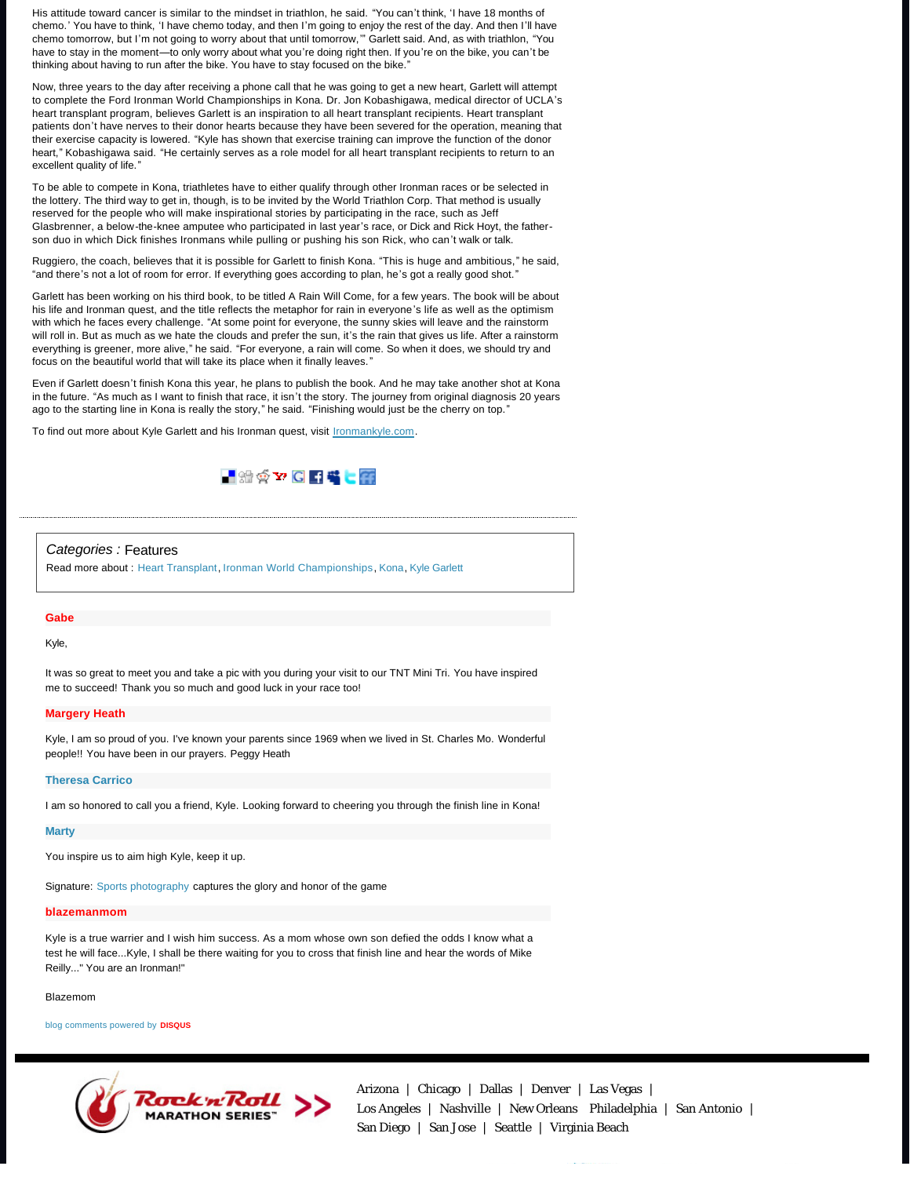His attitude toward cancer is similar to the mindset in triathlon, he said. "You can't think, 'I have 18 months of chemo.' You have to think, 'I have chemo today, and then I'm going to enjoy the rest of the day. And then I'll have chemo tomorrow, but I'm not going to worry about that until tomorrow,'" Garlett said. And, as with triathlon, "You have to stay in the moment—to only worry about what you're doing right then. If you're on the bike, you can't be thinking about having to run after the bike. You have to stay focused on the bike."

Now, three years to the day after receiving a phone call that he was going to get a new heart, Garlett will attempt to complete the Ford Ironman World Championships in Kona. Dr. Jon Kobashigawa, medical director of UCLA's heart transplant program, believes Garlett is an inspiration to all heart transplant recipients. Heart transplant patients don't have nerves to their donor hearts because they have been severed for the operation, meaning that their exercise capacity is lowered. "Kyle has shown that exercise training can improve the function of the donor heart," Kobashigawa said. "He certainly serves as a role model for all heart transplant recipients to return to an excellent quality of life."

To be able to compete in Kona, triathletes have to either qualify through other Ironman races or be selected in the lottery. The third way to get in, though, is to be invited by the World Triathlon Corp. That method is usually reserved for the people who will make inspirational stories by participating in the race, such as Jeff Glasbrenner, a below-the-knee amputee who participated in last year's race, or Dick and Rick Hoyt, the father-son duo in which Dick finishes Ironmans while pulling or pushing his son Rick, who can't walk or talk.

Ruggiero, the coach, believes that it is possible for Garlett to finish Kona. "This is huge and ambitious," he said, "and there's not a lot of room for error. If everything goes according to plan, he's got a really good shot."

Garlett has been working on his third book, to be titled A Rain Will Come, for a few years. The book will be about his life and Ironman quest, and the title reflects the metaphor for rain in everyone's life as well as the optimism with which he faces every challenge. "At some point for everyone, the sunny skies will leave and the rainstorm will roll in. But as much as we hate the clouds and prefer the sun, it's the rain that gives us life. After a rainstorm everything is greener, more alive," he said. "For everyone, a rain will come. So when it does, we should try and focus on the beautiful world that will take its place when it finally leaves."

Even if Garlett doesn't finish Kona this year, he plans to publish the book. And he may take another shot at Kona in the future. "As much as I want to finish that race, it isn't the story. The journey from original diagnosis 20 years ago to the starting line in Kona is really the story," he said. "Finishing would just be the cherry on top."

To find out more about Kyle Garlett and his Ironman quest, visit Ironmankyle.com.

*Categories :* Features

Read more about : Heart Transplant, Ironman World Championships, Kona, Kyle Garlett

**Gabe**

Kyle,

It was so great to meet you and take a pic with you during your visit to our TNT Mini Tri. You have inspired me to succeed! Thank you so much and good luck in your race too!

**Margery Heath**

Kyle, I am so proud of you. I've known your parents since 1969 when we lived in St. Charles Mo. Wonderful people!! You have been in our prayers. Peggy Heath

**Theresa Carrico**

I am so honored to call you a friend, Kyle. Looking forward to cheering you through the finish line in Kona!

**Marty**

You inspire us to aim high Kyle, keep it up.

Signature: Sports photography captures the glory and honor of the game

**blazemanmom**

Kyle is a true warrior and I wish him success. As a mom whose own son defied the odds I know what a test he will face...Kyle, I shall be there waiting for you to cross that finish line and hear the words of Mike Reilly..." You are an Ironman!"

Blazemom

blog comments powered by DISQUS

Rock 'n' Roll MARATHON SERIES >>

Arizona | Chicago | Dallas | Denver | Las Vegas | Los Angeles | Nashville | New Orleans Philadelphia | San Antonio | San Diego | San Jose | Seattle | Virginia Beach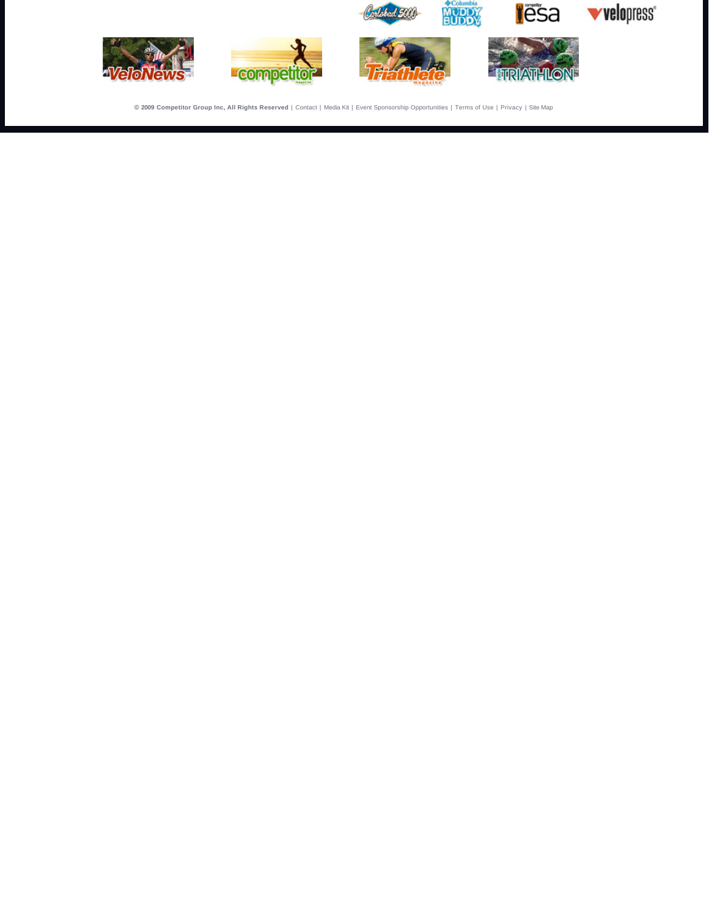© 2009 Competitor Group Inc, All Rights Reserved | Contact | Media Kit | Event Sponsorship Opportunities | Terms of Use | Privacy | Site Map